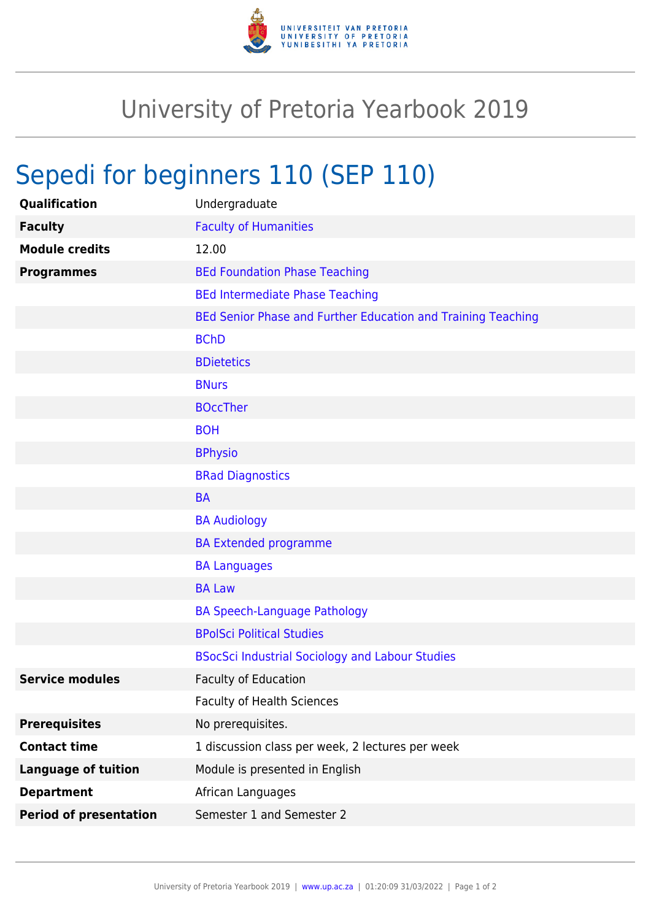# University of Pretoria Yearbook 2019

## Sepedi for beginners 110 (SEP 110)

| | |
|---|---|
| **Qualification** | Undergraduate |
| **Faculty** | Faculty of Humanities |
| **Module credits** | 12.00 |
| **Programmes** | BEd Foundation Phase Teaching |
| | BEd Intermediate Phase Teaching |
| | BEd Senior Phase and Further Education and Training Teaching |
| | BChD |
| | BDietetics |
| | BNurs |
| | BOccTher |
| | BOH |
| | BPhysio |
| | BRad Diagnostics |
| | BA |
| | BA Audiology |
| | BA Extended programme |
| | BA Languages |
| | BA Law |
| | BA Speech-Language Pathology |
| | BPolSci Political Studies |
| | BSocSci Industrial Sociology and Labour Studies |
| **Service modules** | Faculty of Education |
| | Faculty of Health Sciences |
| **Prerequisites** | No prerequisites. |
| **Contact time** | 1 discussion class per week, 2 lectures per week |
| **Language of tuition** | Module is presented in English |
| **Department** | African Languages |
| **Period of presentation** | Semester 1 and Semester 2 |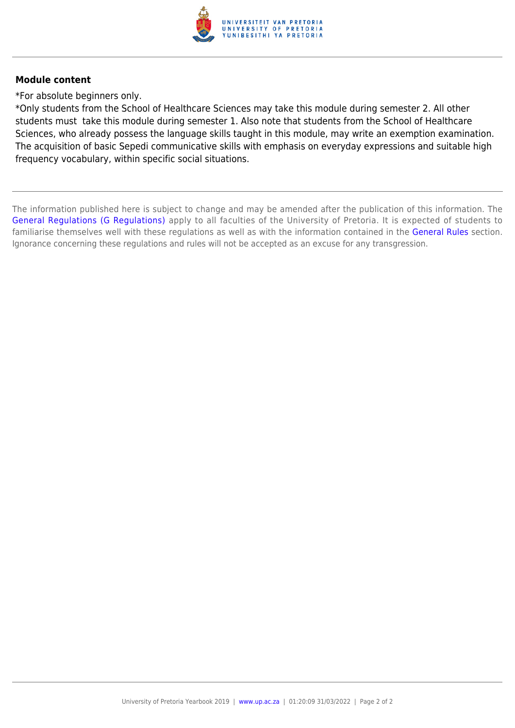**Module content**

*For absolute beginners only.
*Only students from the School of Healthcare Sciences may take this module during semester 2. All other students must take this module during semester 1. Also note that students from the School of Healthcare Sciences, who already possess the language skills taught in this module, may write an exemption examination.
The acquisition of basic Sepedi communicative skills with emphasis on everyday expressions and suitable high frequency vocabulary, within specific social situations.

---

The information published here is subject to change and may be amended after the publication of this information. The General Regulations (G Regulations) apply to all faculties of the University of Pretoria. It is expected of students to familiarise themselves well with these regulations as well as with the information contained in the General Rules section. Ignorance concerning these regulations and rules will not be accepted as an excuse for any transgression.